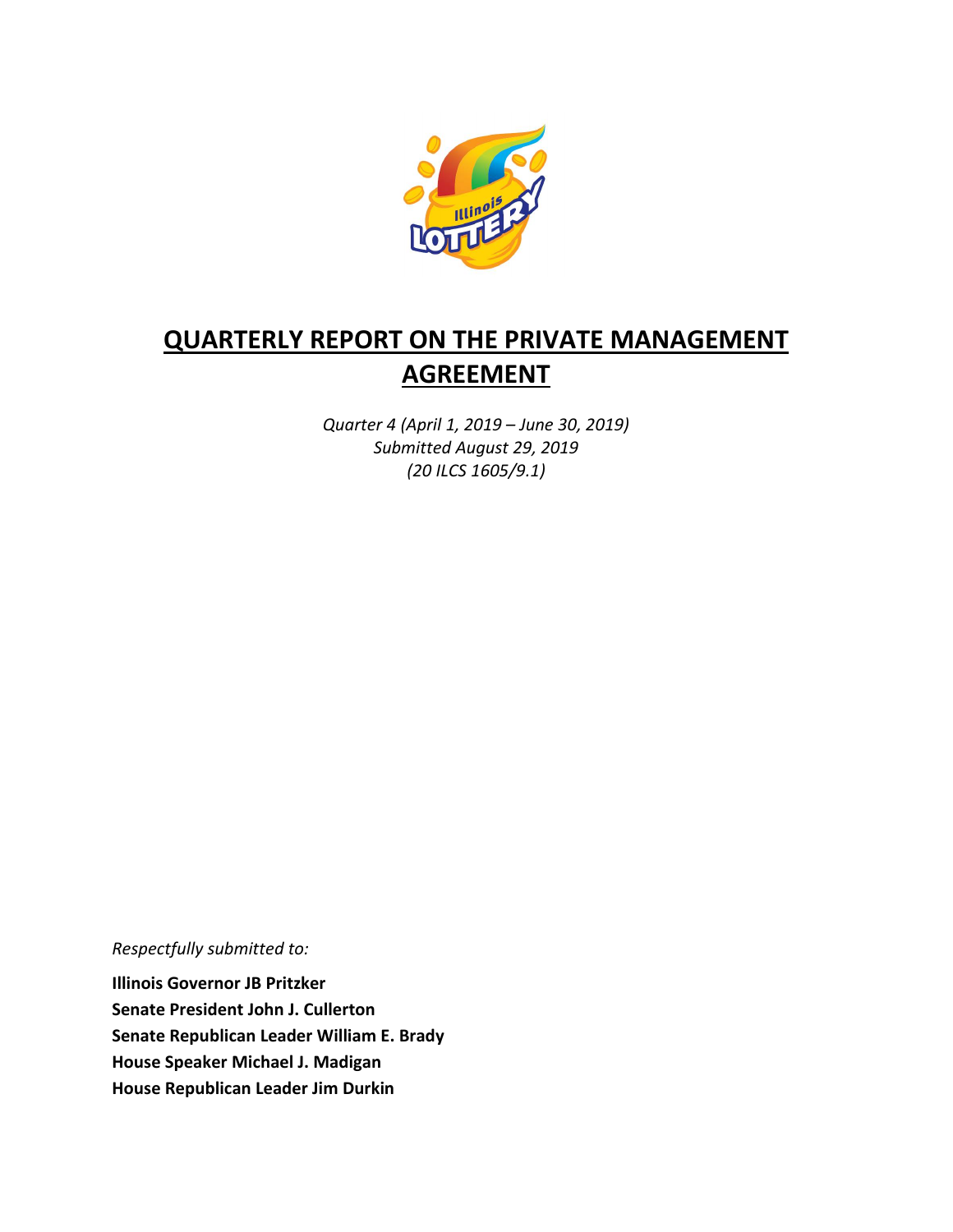# QUARTERLY REPORT ON THE PRIVATE MANAGEMENT AGREEMENT

*Quarter 4 (April 1, 2019 – June 30, 2019)*
*Submitted August 29, 2019*
*(20 ILCS 1605/9.1)*

*Respectfully submitted to:*

**Illinois Governor JB Pritzker**
**Senate President John J. Cullerton**
**Senate Republican Leader William E. Brady**
**House Speaker Michael J. Madigan**
**House Republican Leader Jim Durkin**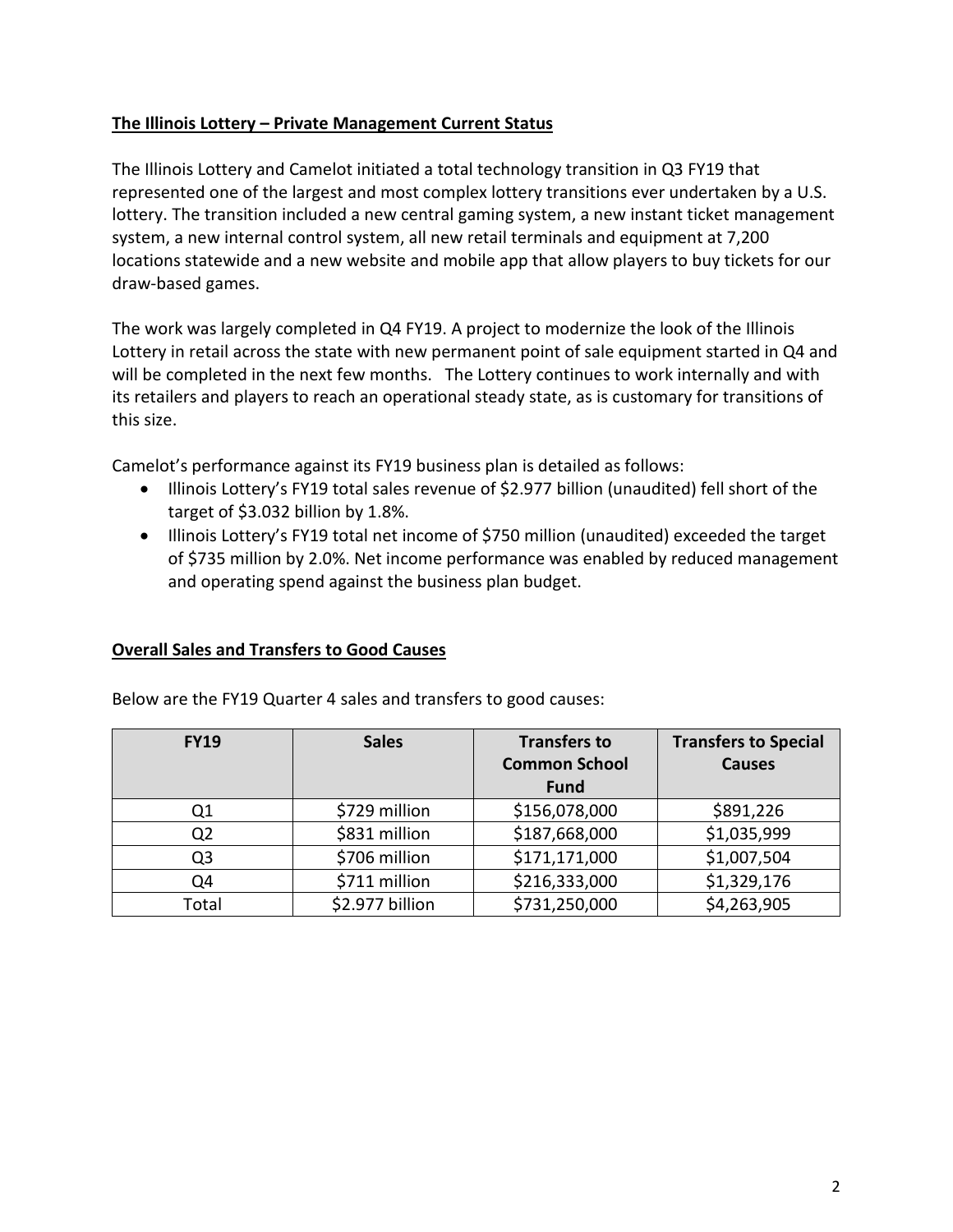**The Illinois Lottery – Private Management Current Status**

The Illinois Lottery and Camelot initiated a total technology transition in Q3 FY19 that represented one of the largest and most complex lottery transitions ever undertaken by a U.S. lottery. The transition included a new central gaming system, a new instant ticket management system, a new internal control system, all new retail terminals and equipment at 7,200 locations statewide and a new website and mobile app that allow players to buy tickets for our draw-based games.

The work was largely completed in Q4 FY19. A project to modernize the look of the Illinois Lottery in retail across the state with new permanent point of sale equipment started in Q4 and will be completed in the next few months. The Lottery continues to work internally and with its retailers and players to reach an operational steady state, as is customary for transitions of this size.

Camelot's performance against its FY19 business plan is detailed as follows:

- Illinois Lottery's FY19 total sales revenue of $2.977 billion (unaudited) fell short of the target of $3.032 billion by 1.8%.
- Illinois Lottery's FY19 total net income of $750 million (unaudited) exceeded the target of $735 million by 2.0%. Net income performance was enabled by reduced management and operating spend against the business plan budget.

**Overall Sales and Transfers to Good Causes**

Below are the FY19 Quarter 4 sales and transfers to good causes:

| FY19 | Sales | Transfers to Common School Fund | Transfers to Special Causes |
|---|---|---|---|
| Q1 | $729 million | $156,078,000 | $891,226 |
| Q2 | $831 million | $187,668,000 | $1,035,999 |
| Q3 | $706 million | $171,171,000 | $1,007,504 |
| Q4 | $711 million | $216,333,000 | $1,329,176 |
| Total | $2.977 billion | $731,250,000 | $4,263,905 |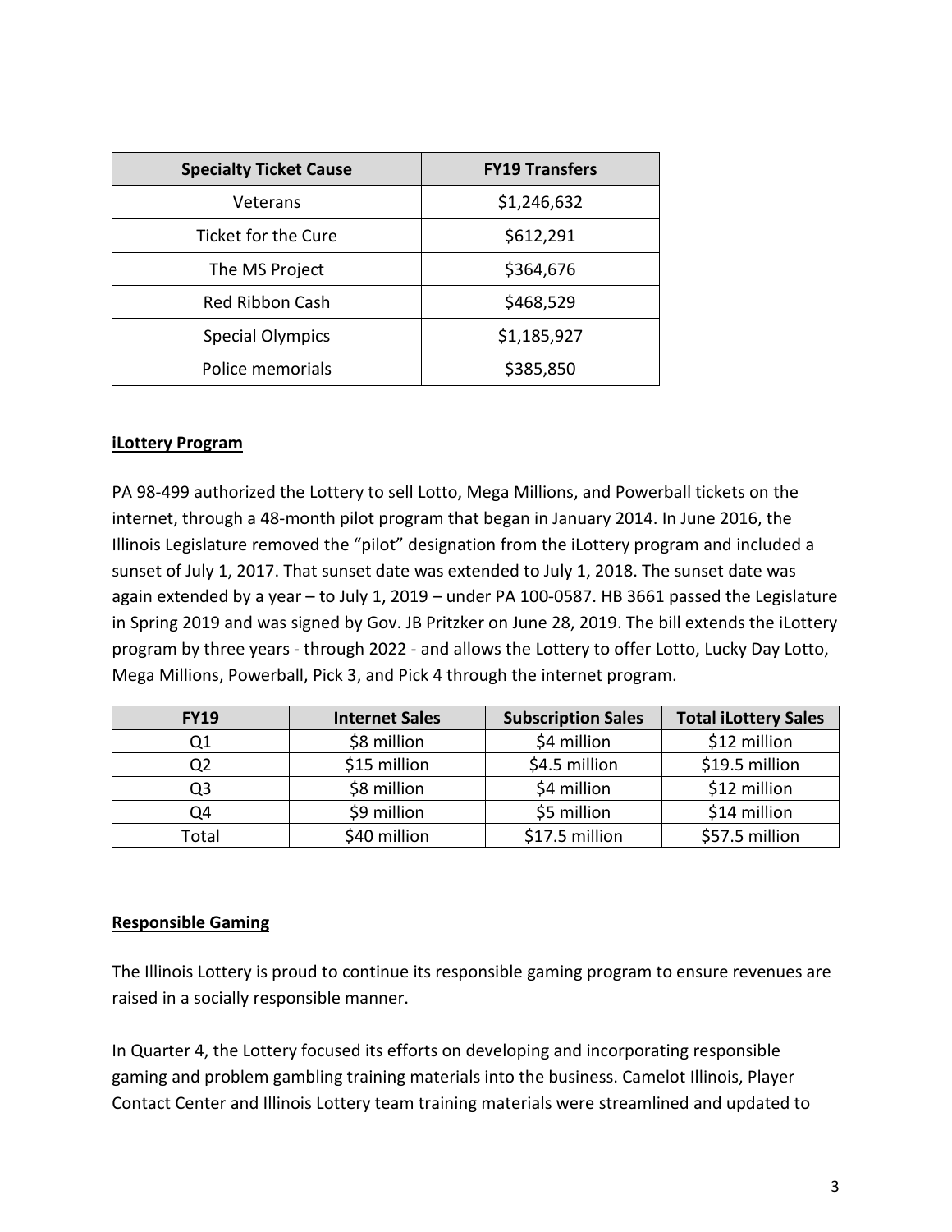| Specialty Ticket Cause | FY19 Transfers |
| --- | --- |
| Veterans | $1,246,632 |
| Ticket for the Cure | $612,291 |
| The MS Project | $364,676 |
| Red Ribbon Cash | $468,529 |
| Special Olympics | $1,185,927 |
| Police memorials | $385,850 |

**iLottery Program**

PA 98-499 authorized the Lottery to sell Lotto, Mega Millions, and Powerball tickets on the internet, through a 48-month pilot program that began in January 2014. In June 2016, the Illinois Legislature removed the "pilot" designation from the iLottery program and included a sunset of July 1, 2017. That sunset date was extended to July 1, 2018. The sunset date was again extended by a year – to July 1, 2019 – under PA 100-0587. HB 3661 passed the Legislature in Spring 2019 and was signed by Gov. JB Pritzker on June 28, 2019. The bill extends the iLottery program by three years - through 2022 - and allows the Lottery to offer Lotto, Lucky Day Lotto, Mega Millions, Powerball, Pick 3, and Pick 4 through the internet program.

| FY19 | Internet Sales | Subscription Sales | Total iLottery Sales |
| --- | --- | --- | --- |
| Q1 | $8 million | $4 million | $12 million |
| Q2 | $15 million | $4.5 million | $19.5 million |
| Q3 | $8 million | $4 million | $12 million |
| Q4 | $9 million | $5 million | $14 million |
| Total | $40 million | $17.5 million | $57.5 million |

**Responsible Gaming**

The Illinois Lottery is proud to continue its responsible gaming program to ensure revenues are raised in a socially responsible manner.

In Quarter 4, the Lottery focused its efforts on developing and incorporating responsible gaming and problem gambling training materials into the business. Camelot Illinois, Player Contact Center and Illinois Lottery team training materials were streamlined and updated to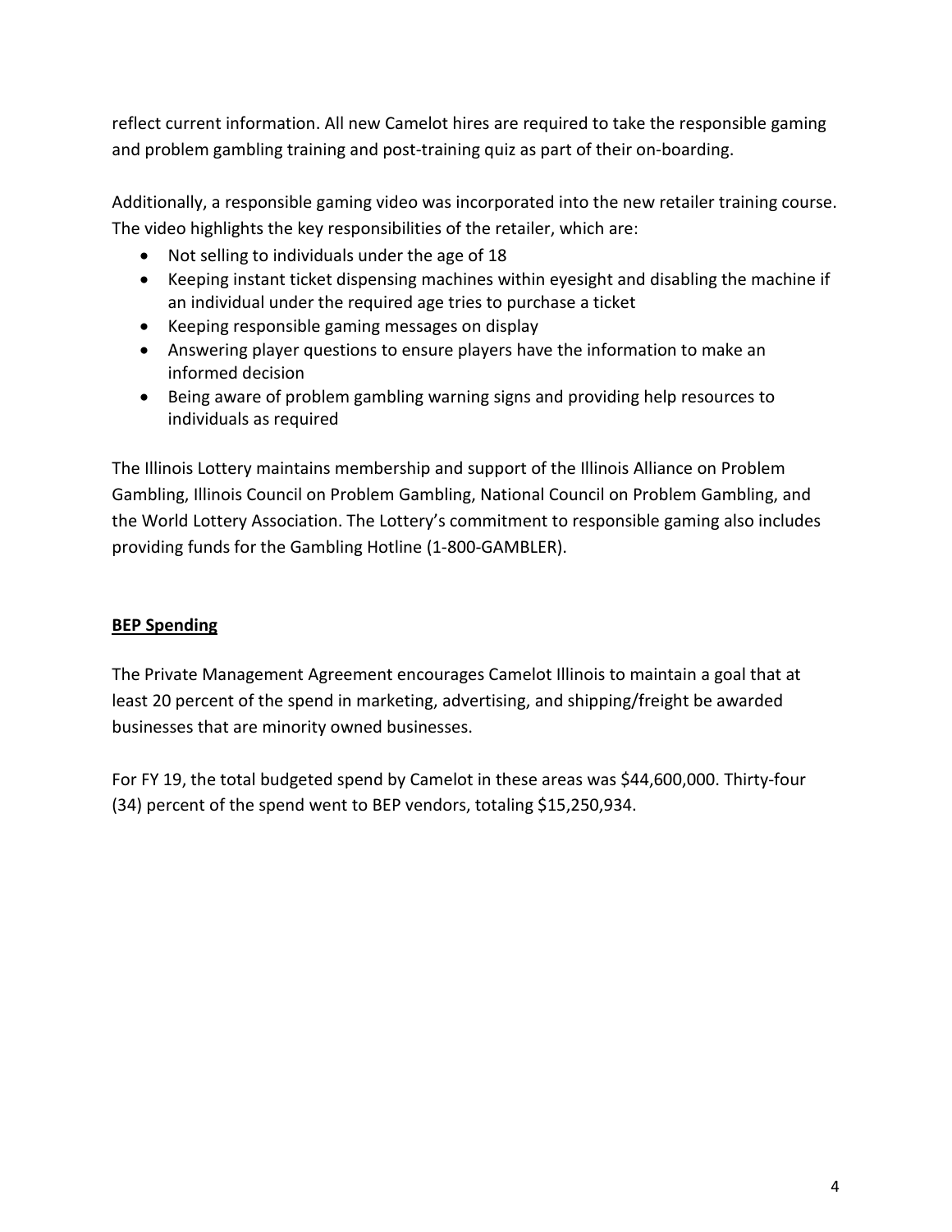reflect current information. All new Camelot hires are required to take the responsible gaming and problem gambling training and post-training quiz as part of their on-boarding.

Additionally, a responsible gaming video was incorporated into the new retailer training course. The video highlights the key responsibilities of the retailer, which are:

- Not selling to individuals under the age of 18
- Keeping instant ticket dispensing machines within eyesight and disabling the machine if an individual under the required age tries to purchase a ticket
- Keeping responsible gaming messages on display
- Answering player questions to ensure players have the information to make an informed decision
- Being aware of problem gambling warning signs and providing help resources to individuals as required

The Illinois Lottery maintains membership and support of the Illinois Alliance on Problem Gambling, Illinois Council on Problem Gambling, National Council on Problem Gambling, and the World Lottery Association. The Lottery's commitment to responsible gaming also includes providing funds for the Gambling Hotline (1-800-GAMBLER).

## BEP Spending

The Private Management Agreement encourages Camelot Illinois to maintain a goal that at least 20 percent of the spend in marketing, advertising, and shipping/freight be awarded businesses that are minority owned businesses.

For FY 19, the total budgeted spend by Camelot in these areas was $44,600,000. Thirty-four (34) percent of the spend went to BEP vendors, totaling $15,250,934.